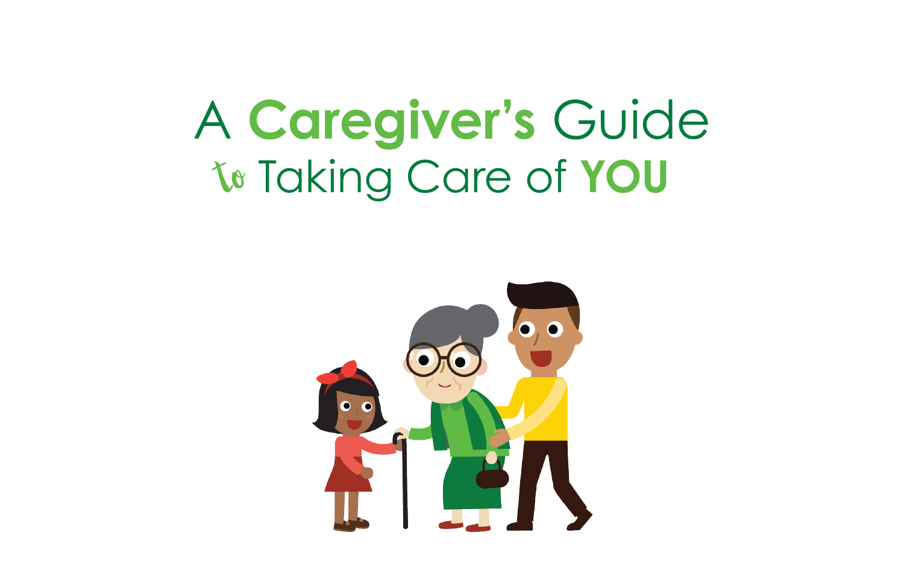# A **Caregiver's** Guide to Taking Care of **YOU**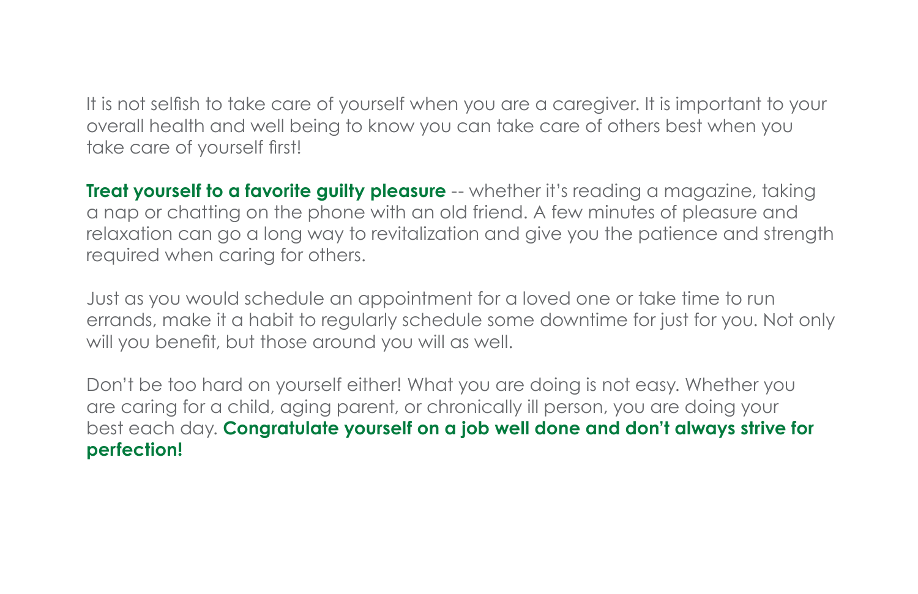It is not selfish to take care of yourself when you are a caregiver. It is important to your overall health and well being to know you can take care of others best when you take care of yourself first!

**Treat yourself to a favorite guilty pleasure** -- whether it's reading a magazine, taking a nap or chatting on the phone with an old friend. A few minutes of pleasure and relaxation can go a long way to revitalization and give you the patience and strength required when caring for others.

Just as you would schedule an appointment for a loved one or take time to run errands, make it a habit to regularly schedule some downtime for just for you. Not only will you benefit, but those around you will as well.

Don't be too hard on yourself either! What you are doing is not easy. Whether you are caring for a child, aging parent, or chronically ill person, you are doing your best each day. **Congratulate yourself on a job well done and don't always strive for perfection!**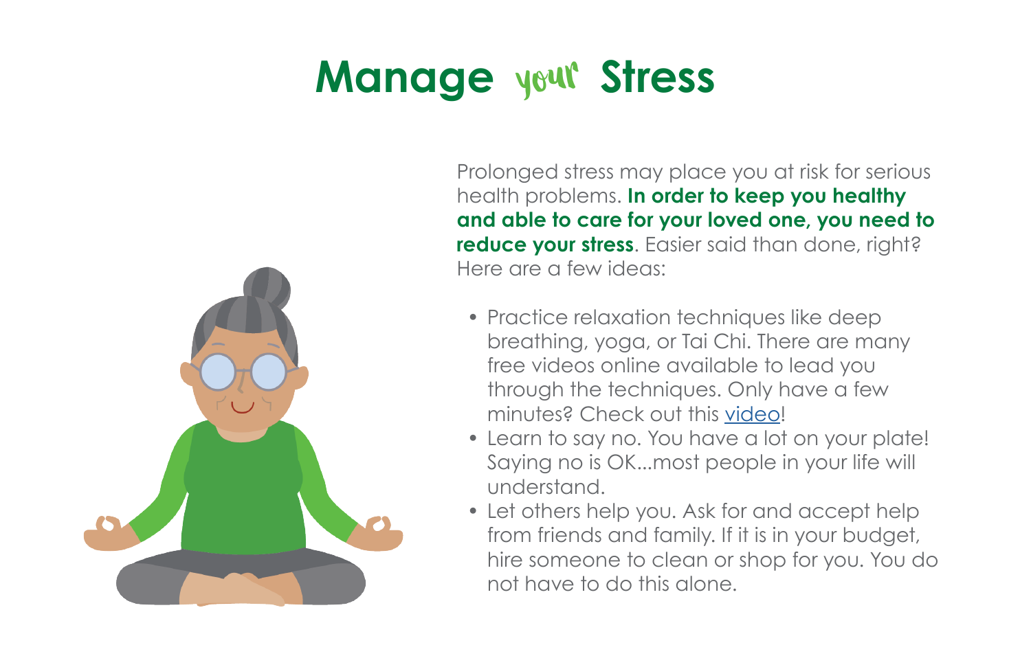# Manage *your* Stress

Prolonged stress may place you at risk for serious health problems. **In order to keep you healthy and able to care for your loved one, you need to reduce your stress**. Easier said than done, right? Here are a few ideas:

- Practice relaxation techniques like deep breathing, yoga, or Tai Chi. There are many free videos online available to lead you through the techniques. Only have a few minutes? Check out this video!
- Learn to say no. You have a lot on your plate! Saying no is OK...most people in your life will understand.
- Let others help you. Ask for and accept help from friends and family. If it is in your budget, hire someone to clean or shop for you. You do not have to do this alone.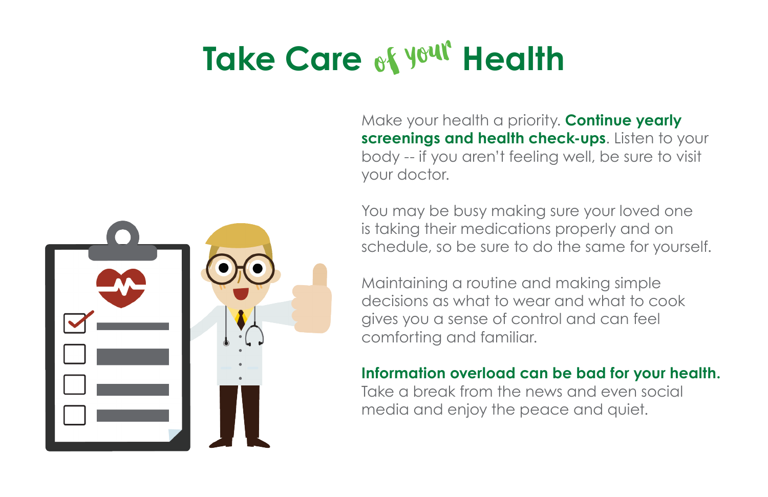# Take Care of your Health

Make your health a priority. **Continue yearly screenings and health check-ups**. Listen to your body -- if you aren't feeling well, be sure to visit your doctor.

You may be busy making sure your loved one is taking their medications properly and on schedule, so be sure to do the same for yourself.

Maintaining a routine and making simple decisions as what to wear and what to cook gives you a sense of control and can feel comforting and familiar.

**Information overload can be bad for your health.** Take a break from the news and even social media and enjoy the peace and quiet.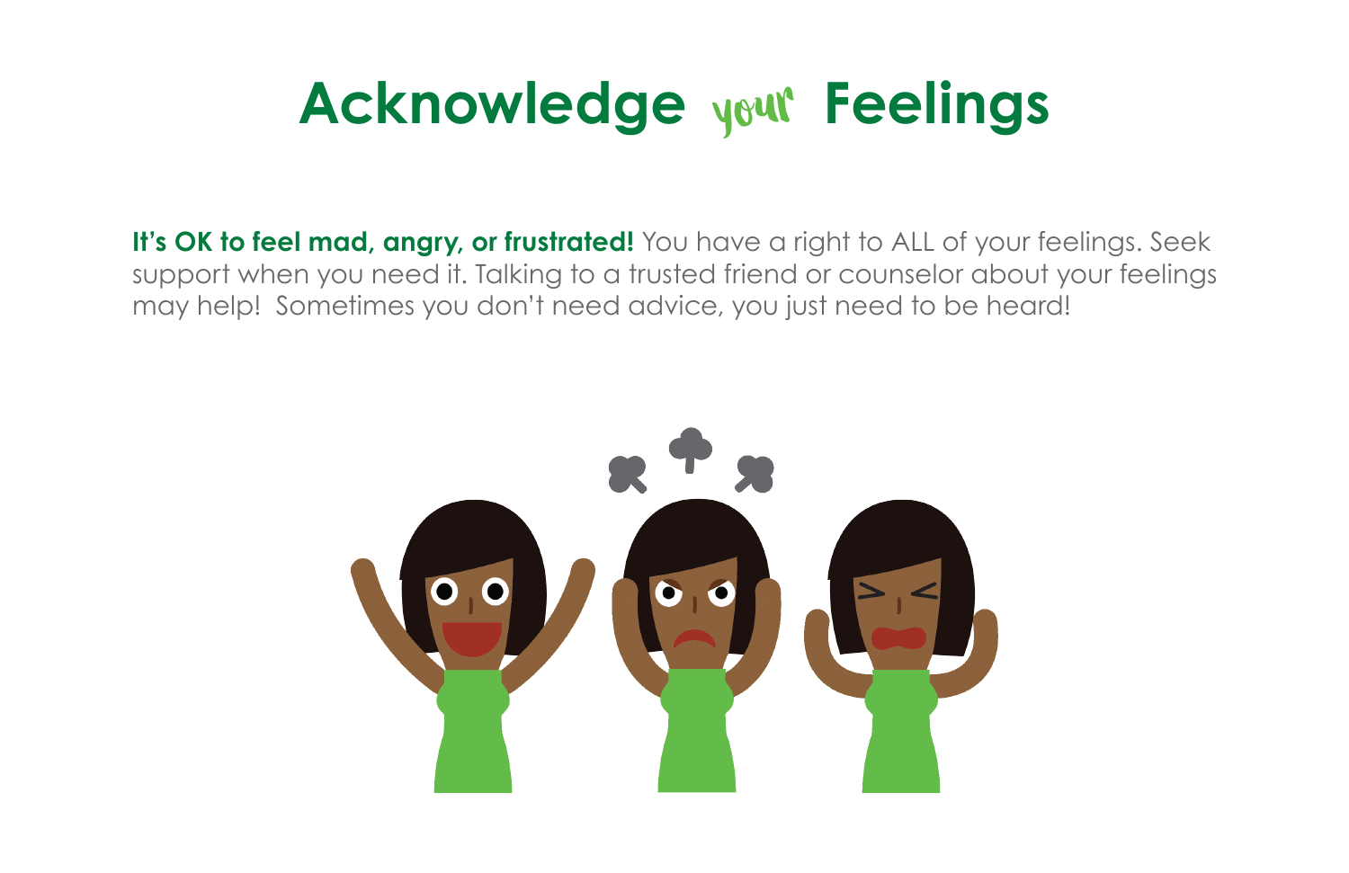# Acknowledge *your* Feelings

**It's OK to feel mad, angry, or frustrated!** You have a right to ALL of your feelings. Seek support when you need it. Talking to a trusted friend or counselor about your feelings may help! Sometimes you don't need advice, you just need to be heard!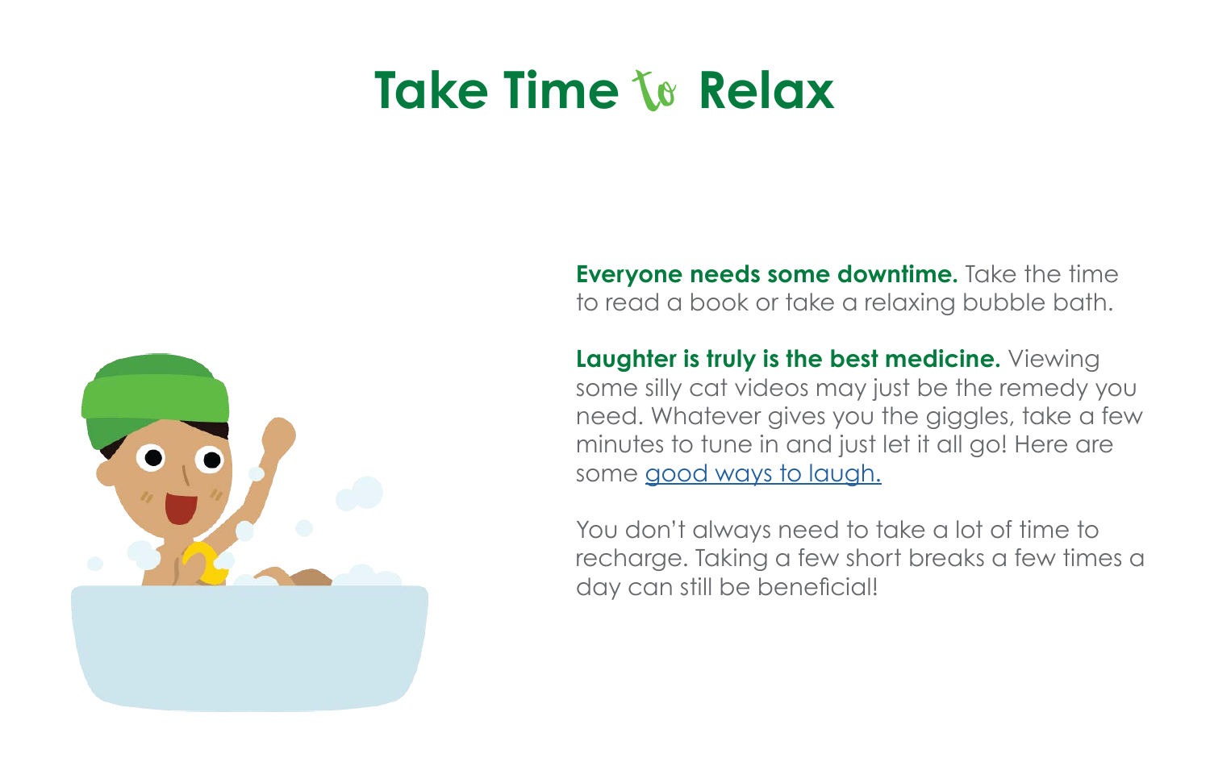# Take Time to Relax

**Everyone needs some downtime.** Take the time to read a book or take a relaxing bubble bath.

**Laughter is truly is the best medicine.** Viewing some silly cat videos may just be the remedy you need. Whatever gives you the giggles, take a few minutes to tune in and just let it all go! Here are some good ways to laugh.

You don't always need to take a lot of time to recharge. Taking a few short breaks a few times a day can still be beneficial!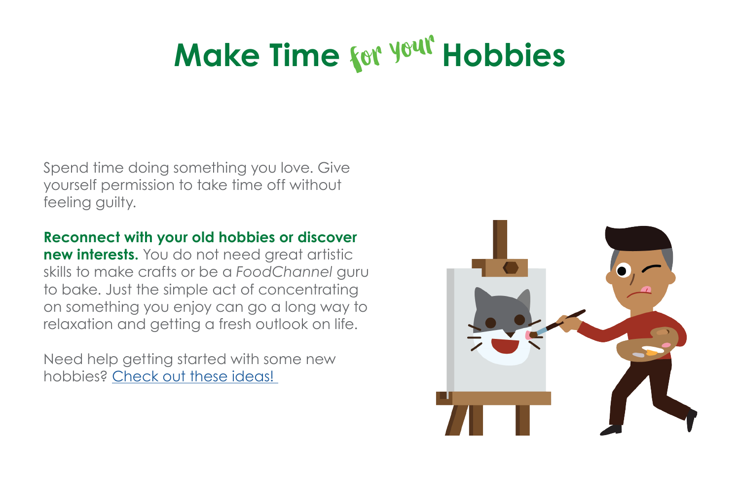# Make Time for your Hobbies

Spend time doing something you love. Give yourself permission to take time off without feeling guilty.

**Reconnect with your old hobbies or discover new interests.** You do not need great artistic skills to make crafts or be a *FoodChannel* guru to bake. Just the simple act of concentrating on something you enjoy can go a long way to relaxation and getting a fresh outlook on life.

Need help getting started with some new hobbies? Check out these ideas!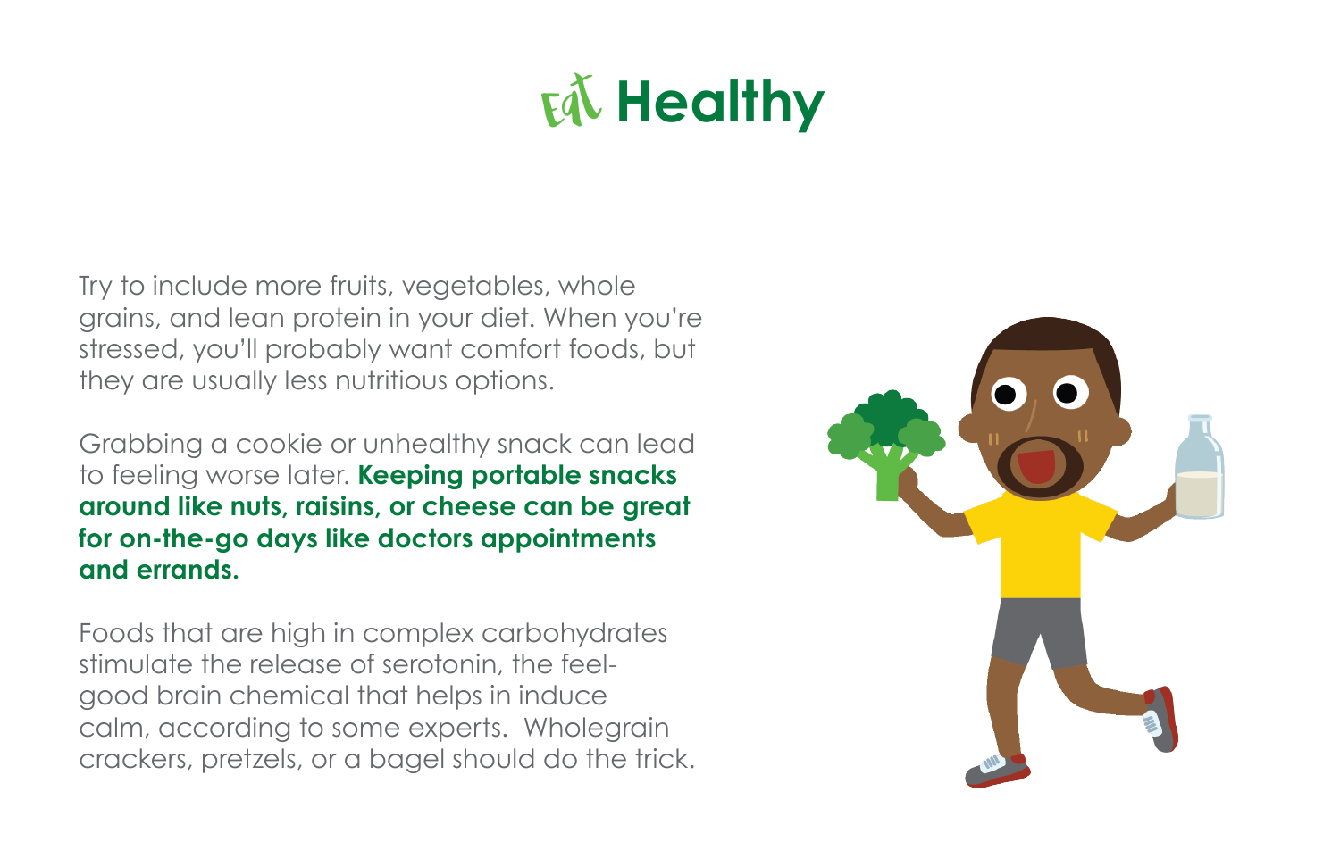# Eat Healthy

Try to include more fruits, vegetables, whole grains, and lean protein in your diet. When you're stressed, you'll probably want comfort foods, but they are usually less nutritious options.

Grabbing a cookie or unhealthy snack can lead to feeling worse later. **Keeping portable snacks around like nuts, raisins, or cheese can be great for on-the-go days like doctors appointments and errands.**

Foods that are high in complex carbohydrates stimulate the release of serotonin, the feel-good brain chemical that helps in induce calm, according to some experts. Wholegrain crackers, pretzels, or a bagel should do the trick.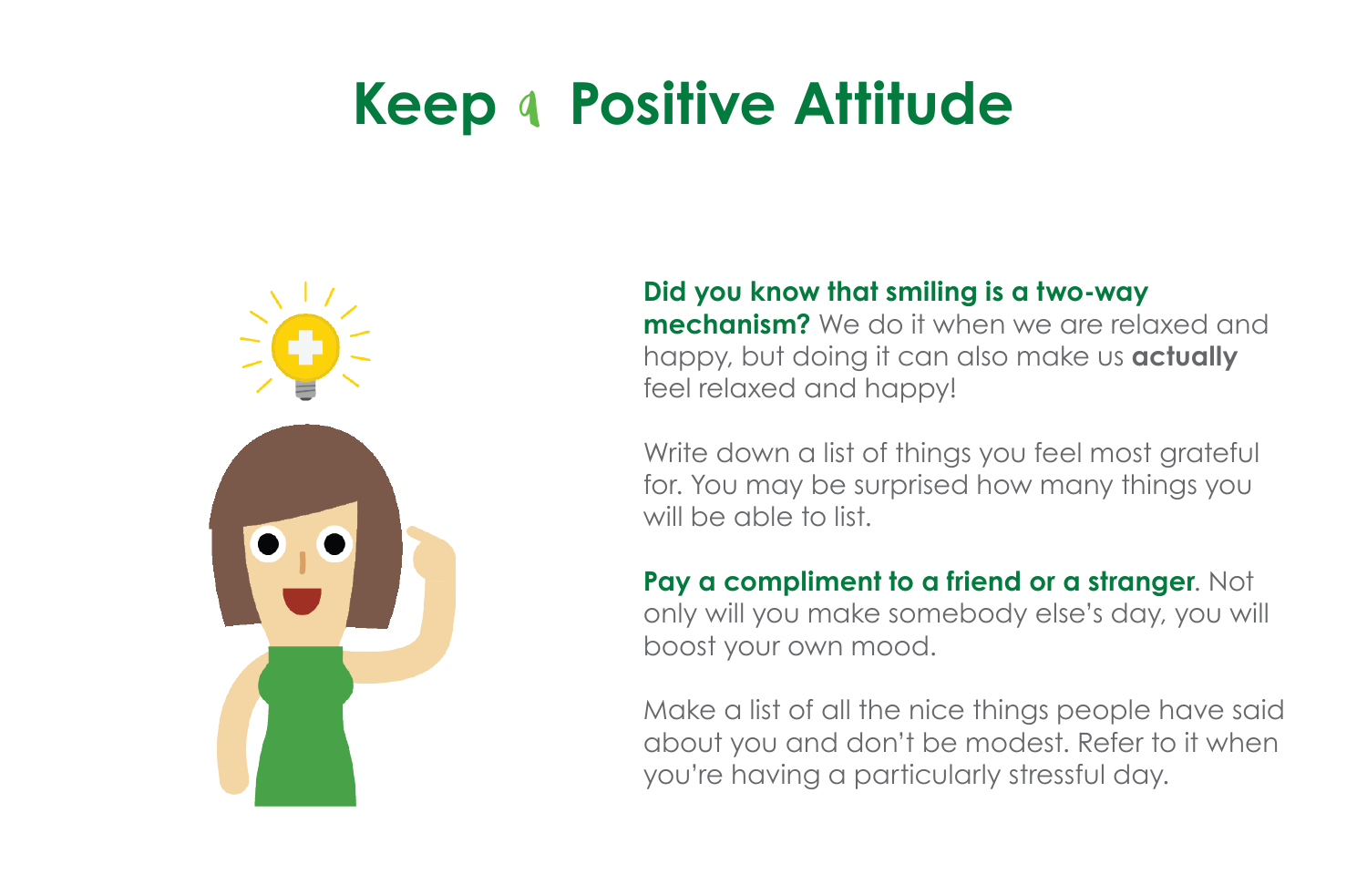# Keep a Positive Attitude

**Did you know that smiling is a two-way mechanism?** We do it when we are relaxed and happy, but doing it can also make us **actually** feel relaxed and happy!

Write down a list of things you feel most grateful for. You may be surprised how many things you will be able to list.

**Pay a compliment to a friend or a stranger**. Not only will you make somebody else's day, you will boost your own mood.

Make a list of all the nice things people have said about you and don't be modest. Refer to it when you're having a particularly stressful day.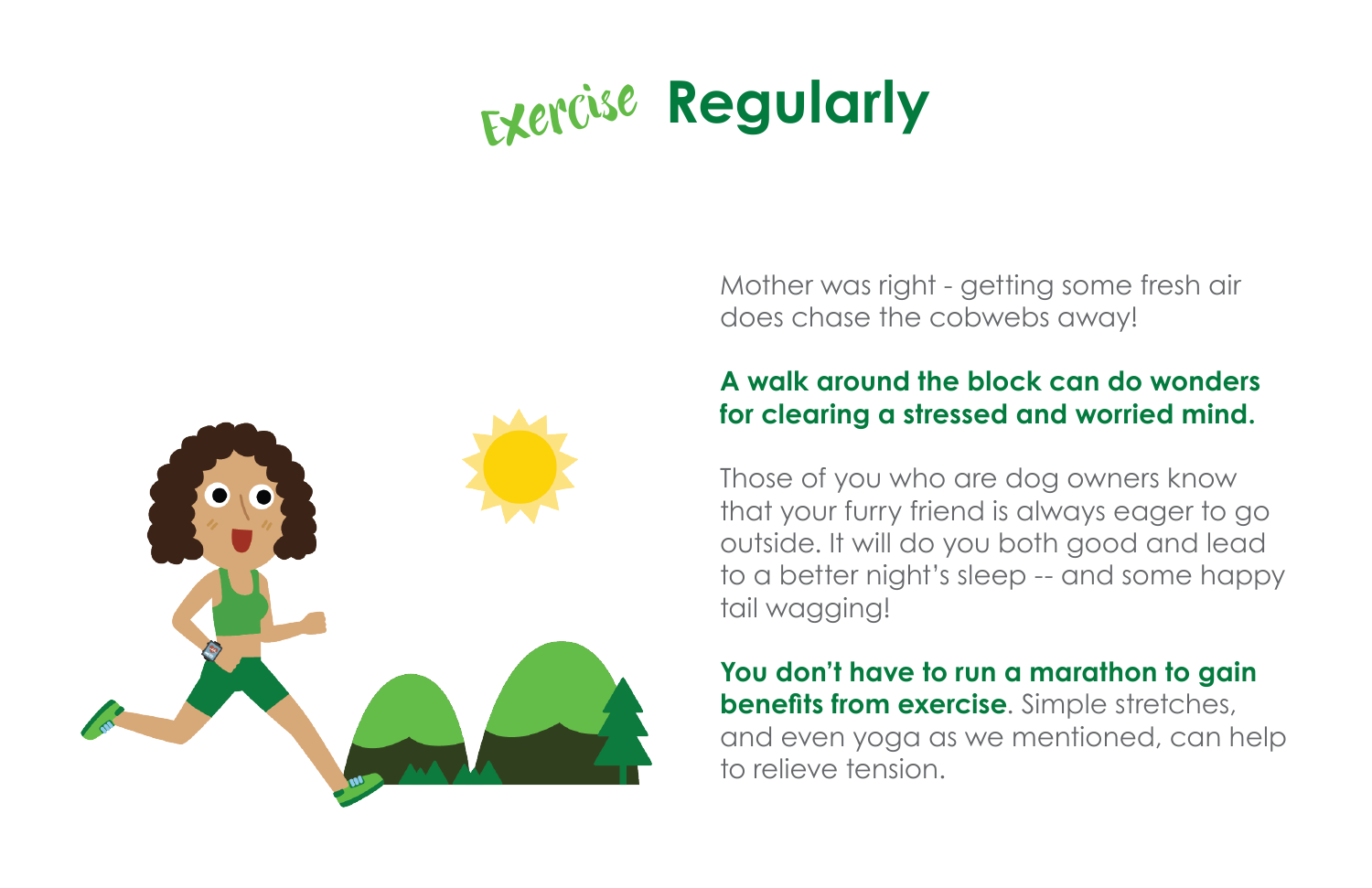# Exercise Regularly

Mother was right - getting some fresh air does chase the cobwebs away!

**A walk around the block can do wonders for clearing a stressed and worried mind.**

Those of you who are dog owners know that your furry friend is always eager to go outside. It will do you both good and lead to a better night's sleep -- and some happy tail wagging!

**You don't have to run a marathon to gain benefits from exercise**. Simple stretches, and even yoga as we mentioned, can help to relieve tension.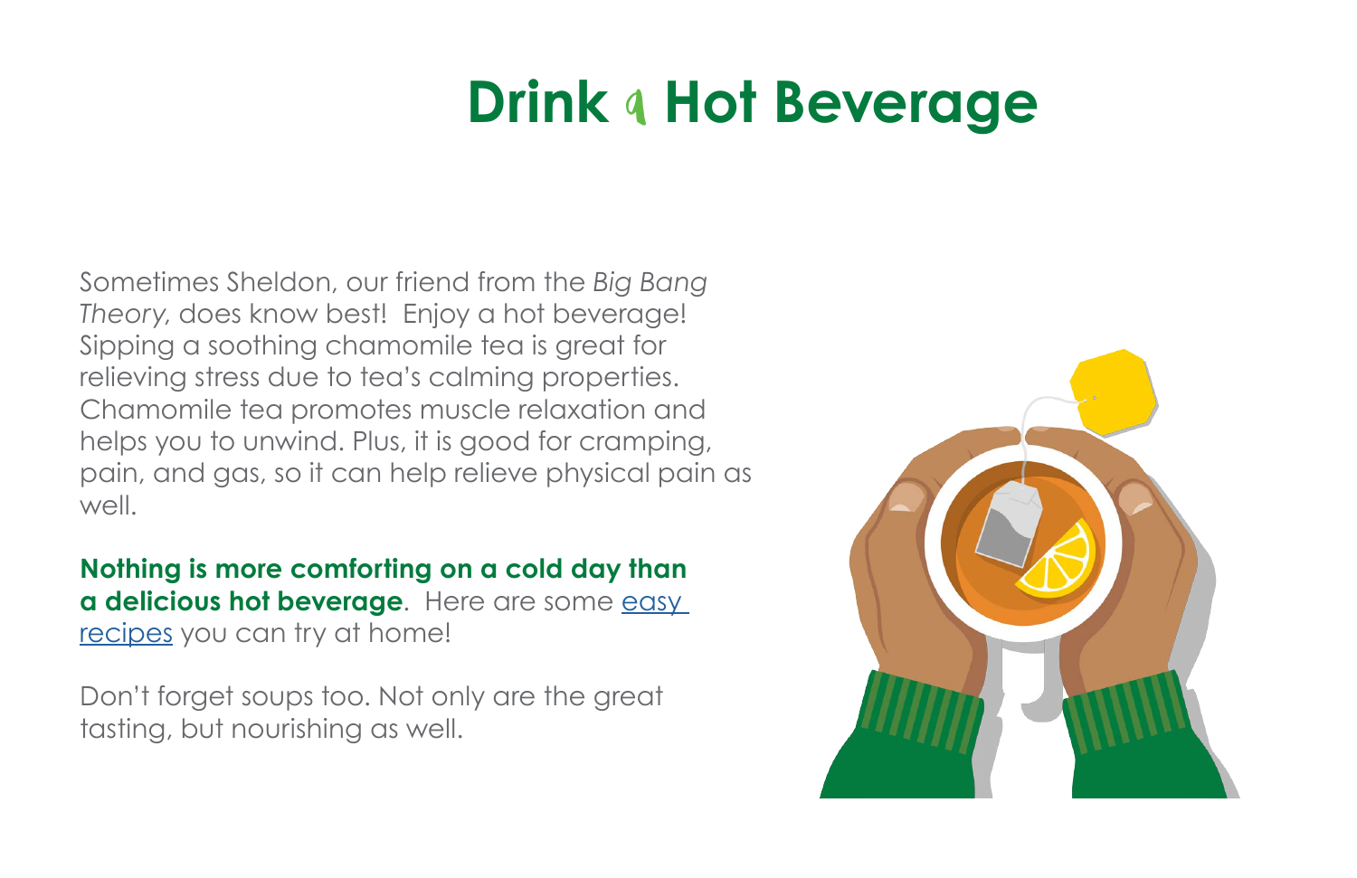# Drink a Hot Beverage

Sometimes Sheldon, our friend from the *Big Bang Theory*, does know best! Enjoy a hot beverage! Sipping a soothing chamomile tea is great for relieving stress due to tea's calming properties. Chamomile tea promotes muscle relaxation and helps you to unwind. Plus, it is good for cramping, pain, and gas, so it can help relieve physical pain as well.

**Nothing is more comforting on a cold day than a delicious hot beverage**. Here are some easy recipes you can try at home!

Don't forget soups too. Not only are the great tasting, but nourishing as well.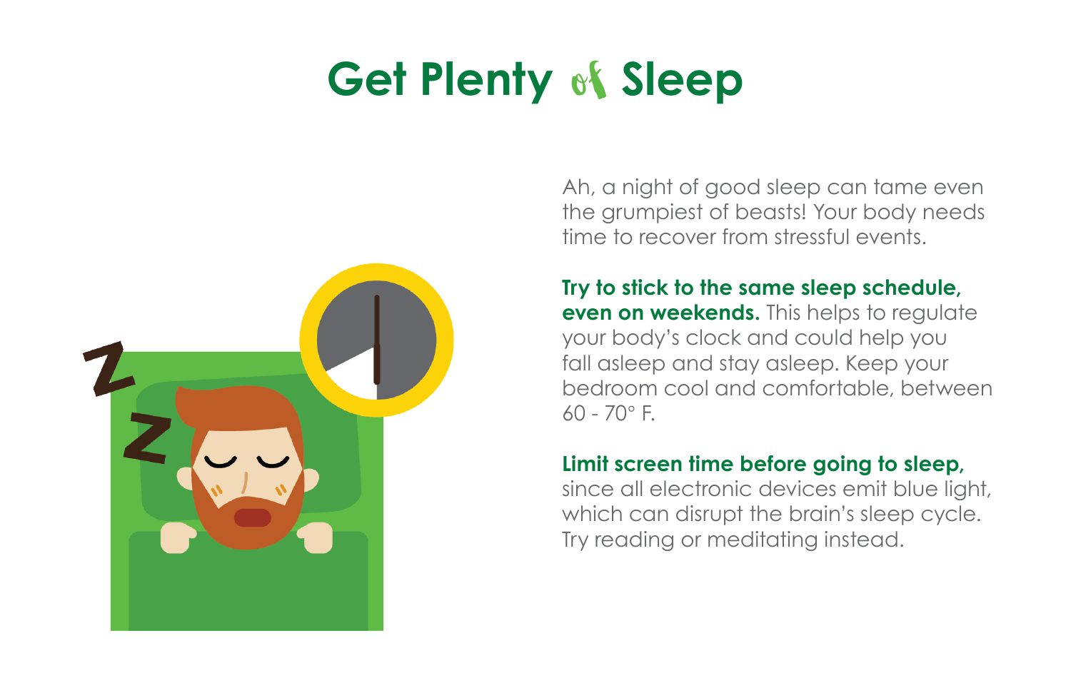# Get Plenty of Sleep

Ah, a night of good sleep can tame even the grumpiest of beasts! Your body needs time to recover from stressful events.

**Try to stick to the same sleep schedule, even on weekends.** This helps to regulate your body's clock and could help you fall asleep and stay asleep. Keep your bedroom cool and comfortable, between 60 - 70° F.

**Limit screen time before going to sleep,** since all electronic devices emit blue light, which can disrupt the brain's sleep cycle. Try reading or meditating instead.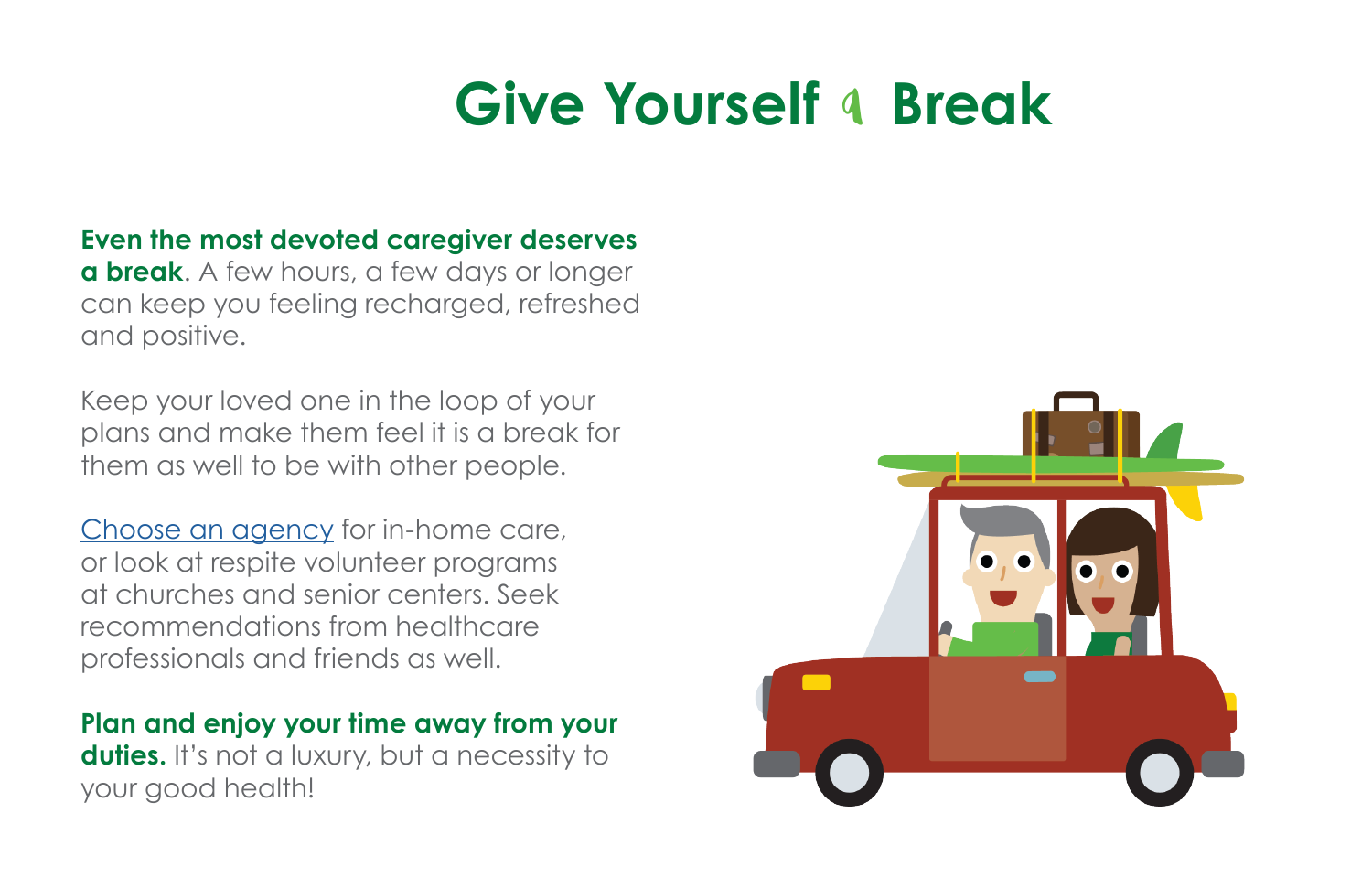# Give Yourself a Break

**Even the most devoted caregiver deserves a break**. A few hours, a few days or longer can keep you feeling recharged, refreshed and positive.

Keep your loved one in the loop of your plans and make them feel it is a break for them as well to be with other people.

Choose an agency for in-home care, or look at respite volunteer programs at churches and senior centers. Seek recommendations from healthcare professionals and friends as well.

**Plan and enjoy your time away from your duties.** It's not a luxury, but a necessity to your good health!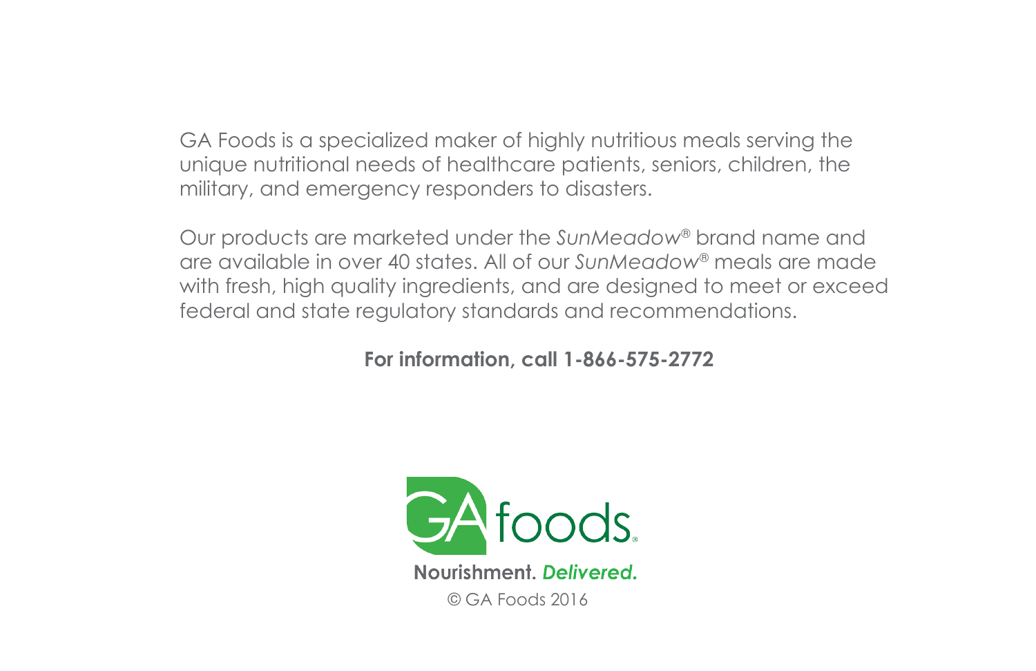GA Foods is a specialized maker of highly nutritious meals serving the unique nutritional needs of healthcare patients, seniors, children, the military, and emergency responders to disasters.

Our products are marketed under the *SunMeadow*® brand name and are available in over 40 states. All of our *SunMeadow*® meals are made with fresh, high quality ingredients, and are designed to meet or exceed federal and state regulatory standards and recommendations.

**For information, call 1-866-575-2772**

GA foods

**Nourishment.** ***Delivered.***

© GA Foods 2016